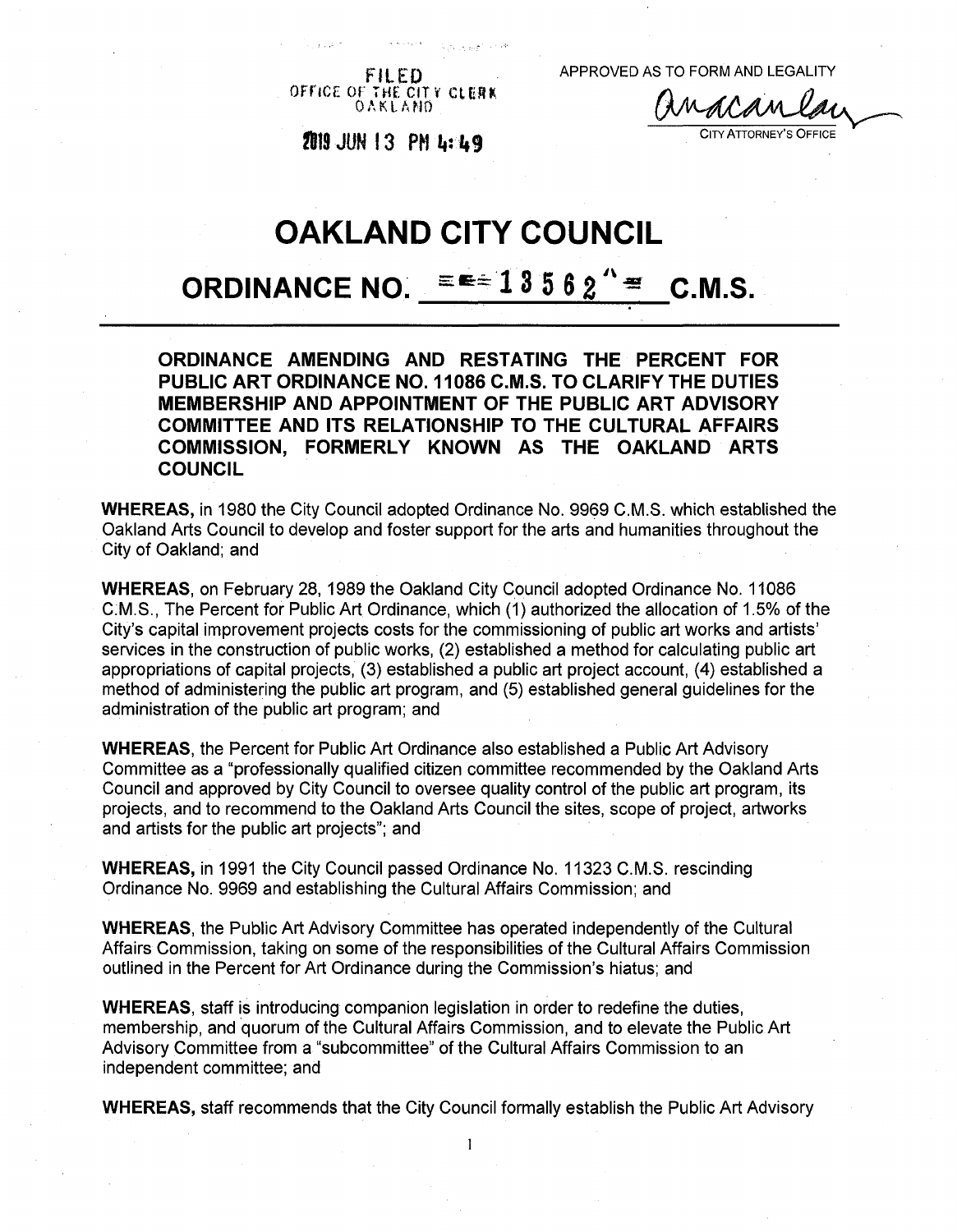FILED
OFFICE OF THE CITY CLERK
OAKLAND

2019 JUN 13 PM 4:49

APPROVED AS TO FORM AND LEGALITY

CITY ATTORNEY'S OFFICE

# OAKLAND CITY COUNCIL

## ORDINANCE NO. 13562 C.M.S.

**ORDINANCE AMENDING AND RESTATING THE PERCENT FOR PUBLIC ART ORDINANCE NO. 11086 C.M.S. TO CLARIFY THE DUTIES MEMBERSHIP AND APPOINTMENT OF THE PUBLIC ART ADVISORY COMMITTEE AND ITS RELATIONSHIP TO THE CULTURAL AFFAIRS COMMISSION, FORMERLY KNOWN AS THE OAKLAND ARTS COUNCIL**

**WHEREAS,** in 1980 the City Council adopted Ordinance No. 9969 C.M.S. which established the Oakland Arts Council to develop and foster support for the arts and humanities throughout the City of Oakland; and

**WHEREAS,** on February 28, 1989 the Oakland City Council adopted Ordinance No. 11086 C.M.S., The Percent for Public Art Ordinance, which (1) authorized the allocation of 1.5% of the City's capital improvement projects costs for the commissioning of public art works and artists' services in the construction of public works, (2) established a method for calculating public art appropriations of capital projects, (3) established a public art project account, (4) established a method of administering the public art program, and (5) established general guidelines for the administration of the public art program; and

**WHEREAS,** the Percent for Public Art Ordinance also established a Public Art Advisory Committee as a "professionally qualified citizen committee recommended by the Oakland Arts Council and approved by City Council to oversee quality control of the public art program, its projects, and to recommend to the Oakland Arts Council the sites, scope of project, artworks and artists for the public art projects"; and

**WHEREAS,** in 1991 the City Council passed Ordinance No. 11323 C.M.S. rescinding Ordinance No. 9969 and establishing the Cultural Affairs Commission; and

**WHEREAS,** the Public Art Advisory Committee has operated independently of the Cultural Affairs Commission, taking on some of the responsibilities of the Cultural Affairs Commission outlined in the Percent for Art Ordinance during the Commission's hiatus; and

**WHEREAS,** staff is introducing companion legislation in order to redefine the duties, membership, and quorum of the Cultural Affairs Commission, and to elevate the Public Art Advisory Committee from a "subcommittee" of the Cultural Affairs Commission to an independent committee; and

**WHEREAS,** staff recommends that the City Council formally establish the Public Art Advisory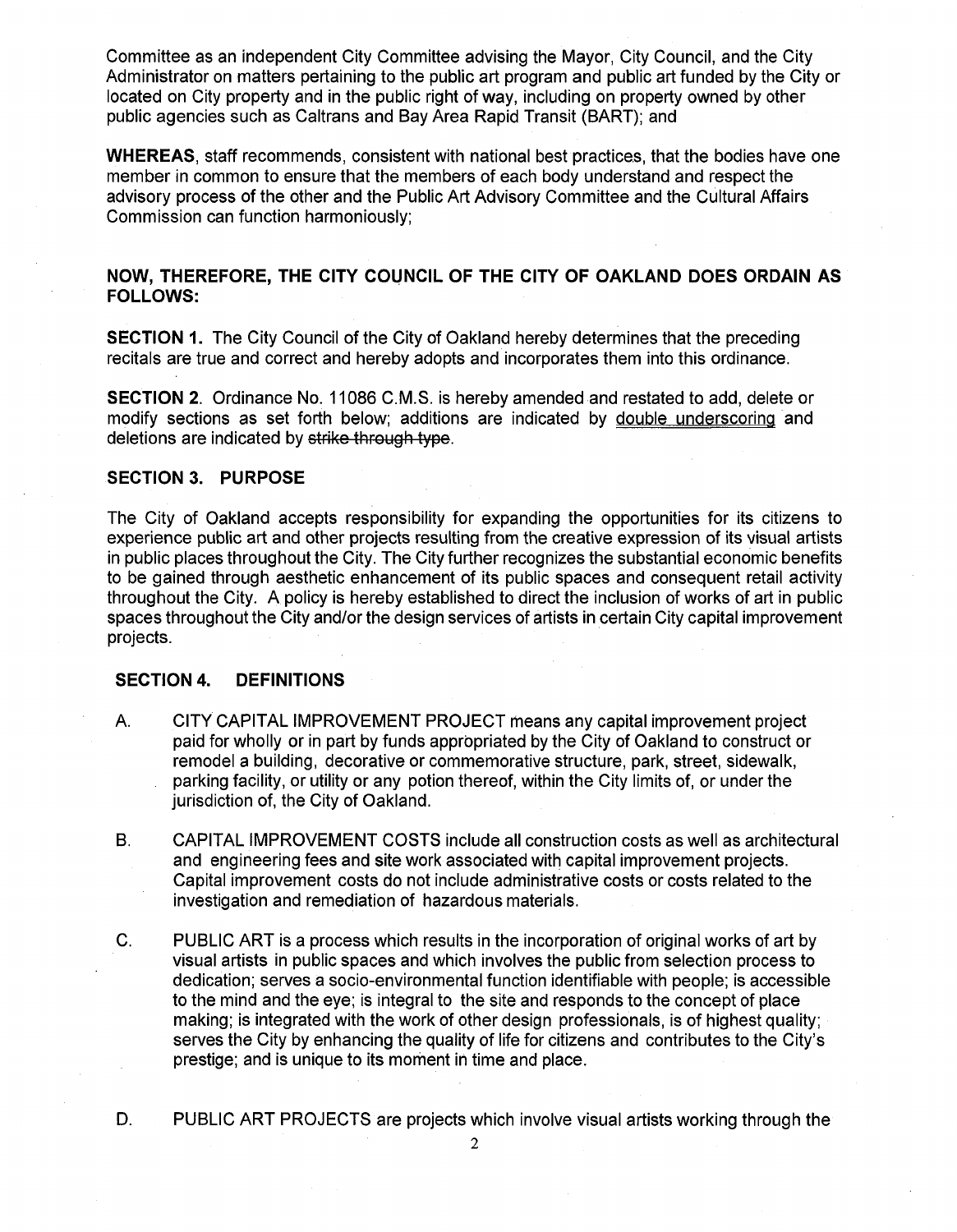Committee as an independent City Committee advising the Mayor, City Council, and the City Administrator on matters pertaining to the public art program and public art funded by the City or located on City property and in the public right of way, including on property owned by other public agencies such as Caltrans and Bay Area Rapid Transit (BART); and

**WHEREAS**, staff recommends, consistent with national best practices, that the bodies have one member in common to ensure that the members of each body understand and respect the advisory process of the other and the Public Art Advisory Committee and the Cultural Affairs Commission can function harmoniously;

**NOW, THEREFORE, THE CITY COUNCIL OF THE CITY OF OAKLAND DOES ORDAIN AS FOLLOWS:**

**SECTION 1.** The City Council of the City of Oakland hereby determines that the preceding recitals are true and correct and hereby adopts and incorporates them into this ordinance.

**SECTION 2.** Ordinance No. 11086 C.M.S. is hereby amended and restated to add, delete or modify sections as set forth below; additions are indicated by <u>double underscoring</u> and deletions are indicated by ~~strike through type~~.

**SECTION 3. PURPOSE**

The City of Oakland accepts responsibility for expanding the opportunities for its citizens to experience public art and other projects resulting from the creative expression of its visual artists in public places throughout the City. The City further recognizes the substantial economic benefits to be gained through aesthetic enhancement of its public spaces and consequent retail activity throughout the City. A policy is hereby established to direct the inclusion of works of art in public spaces throughout the City and/or the design services of artists in certain City capital improvement projects.

**SECTION 4. DEFINITIONS**

A. CITY CAPITAL IMPROVEMENT PROJECT means any capital improvement project paid for wholly or in part by funds appropriated by the City of Oakland to construct or remodel a building, decorative or commemorative structure, park, street, sidewalk, parking facility, or utility or any potion thereof, within the City limits of, or under the jurisdiction of, the City of Oakland.

B. CAPITAL IMPROVEMENT COSTS include all construction costs as well as architectural and engineering fees and site work associated with capital improvement projects. Capital improvement costs do not include administrative costs or costs related to the investigation and remediation of hazardous materials.

C. PUBLIC ART is a process which results in the incorporation of original works of art by visual artists in public spaces and which involves the public from selection process to dedication; serves a socio-environmental function identifiable with people; is accessible to the mind and the eye; is integral to the site and responds to the concept of place making; is integrated with the work of other design professionals, is of highest quality; serves the City by enhancing the quality of life for citizens and contributes to the City's prestige; and is unique to its moment in time and place.

D. PUBLIC ART PROJECTS are projects which involve visual artists working through the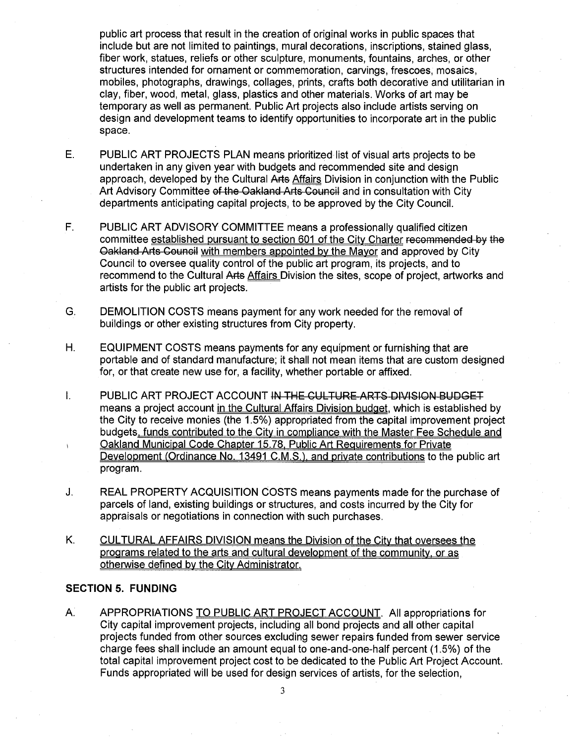public art process that result in the creation of original works in public spaces that include but are not limited to paintings, mural decorations, inscriptions, stained glass, fiber work, statues, reliefs or other sculpture, monuments, fountains, arches, or other structures intended for ornament or commemoration, carvings, frescoes, mosaics, mobiles, photographs, drawings, collages, prints, crafts both decorative and utilitarian in clay, fiber, wood, metal, glass, plastics and other materials. Works of art may be temporary as well as permanent. Public Art projects also include artists serving on design and development teams to identify opportunities to incorporate art in the public space.

E. PUBLIC ART PROJECTS PLAN means prioritized list of visual arts projects to be undertaken in any given year with budgets and recommended site and design approach, developed by the Cultural ~~Arts~~ <u>Affairs</u> Division in conjunction with the Public Art Advisory Committee ~~of the Oakland Arts Council~~ and in consultation with City departments anticipating capital projects, to be approved by the City Council.

F. PUBLIC ART ADVISORY COMMITTEE means a professionally qualified citizen committee <u>established pursuant to section 601 of the City Charter</u> ~~recommended by the Oakland Arts Council~~ <u>with members appointed by the Mayor</u> and approved by City Council to oversee quality control of the public art program, its projects, and to recommend to the Cultural ~~Arts~~ <u>Affairs</u> Division the sites, scope of project, artworks and artists for the public art projects.

G. DEMOLITION COSTS means payment for any work needed for the removal of buildings or other existing structures from City property.

H. EQUIPMENT COSTS means payments for any equipment or furnishing that are portable and of standard manufacture; it shall not mean items that are custom designed for, or that create new use for, a facility, whether portable or affixed.

I. PUBLIC ART PROJECT ACCOUNT ~~IN THE CULTURE ARTS DIVISION BUDGET~~ means a project account <u>in the Cultural Affairs Division budget</u>, which is established by the City to receive monies (the 1.5%) appropriated from the capital improvement project budgets<u>, funds contributed to the City in compliance with the Master Fee Schedule and Oakland Municipal Code Chapter 15.78, Public Art Requirements for Private Development (Ordinance No. 13491 C.M.S.), and private contributions</u> to the public art program.

J. REAL PROPERTY ACQUISITION COSTS means payments made for the purchase of parcels of land, existing buildings or structures, and costs incurred by the City for appraisals or negotiations in connection with such purchases.

K. <u>CULTURAL AFFAIRS DIVISION means the Division of the City that oversees the programs related to the arts and cultural development of the community, or as otherwise defined by the City Administrator.</u>

## SECTION 5. FUNDING

A. APPROPRIATIONS <u>TO PUBLIC ART PROJECT ACCOUNT</u>. All appropriations for City capital improvement projects, including all bond projects and all other capital projects funded from other sources excluding sewer repairs funded from sewer service charge fees shall include an amount equal to one-and-one-half percent (1.5%) of the total capital improvement project cost to be dedicated to the Public Art Project Account. Funds appropriated will be used for design services of artists, for the selection,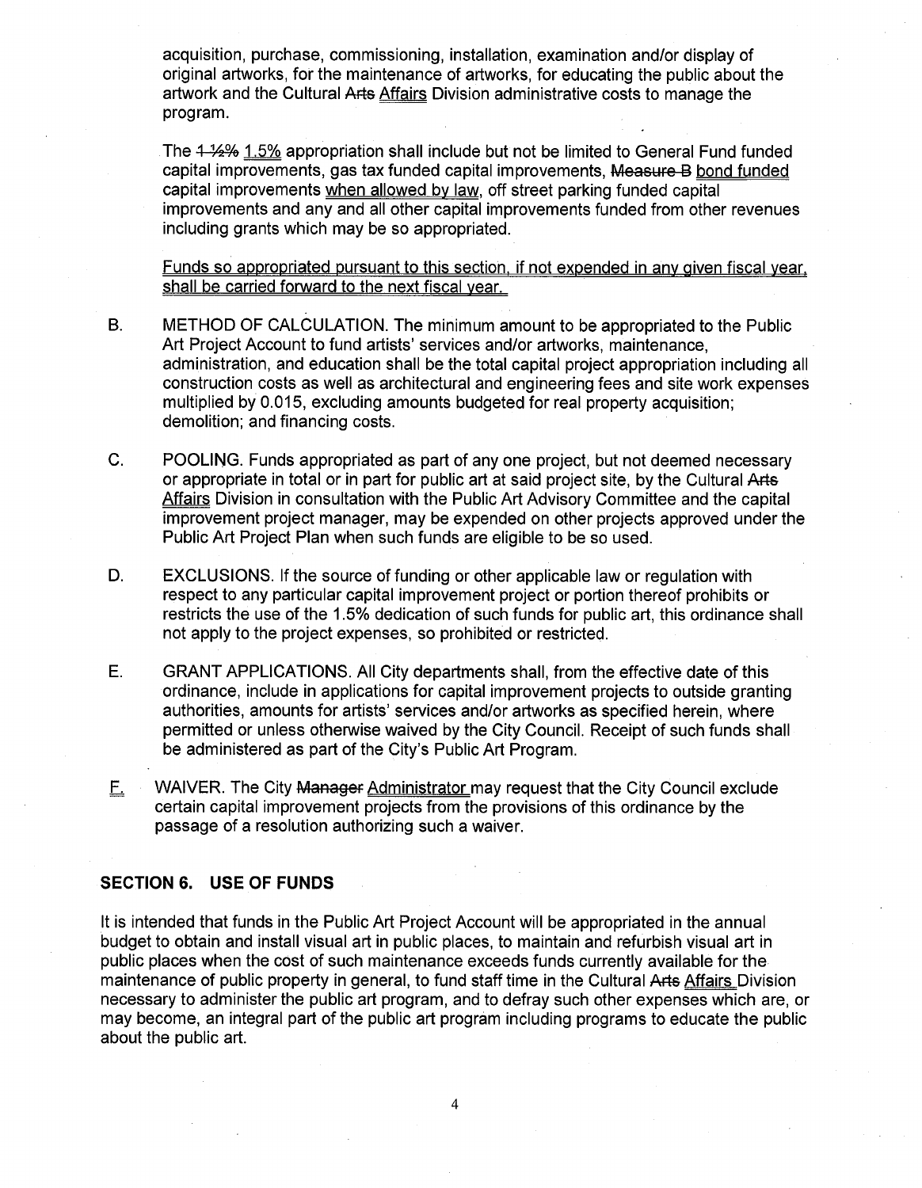acquisition, purchase, commissioning, installation, examination and/or display of original artworks, for the maintenance of artworks, for educating the public about the artwork and the Cultural ~~Arts~~ Affairs Division administrative costs to manage the program.

The ~~1 ½%~~ 1.5% appropriation shall include but not be limited to General Fund funded capital improvements, gas tax funded capital improvements, ~~Measure B~~ bond funded capital improvements when allowed by law, off street parking funded capital improvements and any and all other capital improvements funded from other revenues including grants which may be so appropriated.

Funds so appropriated pursuant to this section, if not expended in any given fiscal year, shall be carried forward to the next fiscal year.

B. METHOD OF CALCULATION. The minimum amount to be appropriated to the Public Art Project Account to fund artists' services and/or artworks, maintenance, administration, and education shall be the total capital project appropriation including all construction costs as well as architectural and engineering fees and site work expenses multiplied by 0.015, excluding amounts budgeted for real property acquisition; demolition; and financing costs.

C. POOLING. Funds appropriated as part of any one project, but not deemed necessary or appropriate in total or in part for public art at said project site, by the Cultural ~~Arts~~ Affairs Division in consultation with the Public Art Advisory Committee and the capital improvement project manager, may be expended on other projects approved under the Public Art Project Plan when such funds are eligible to be so used.

D. EXCLUSIONS. If the source of funding or other applicable law or regulation with respect to any particular capital improvement project or portion thereof prohibits or restricts the use of the 1.5% dedication of such funds for public art, this ordinance shall not apply to the project expenses, so prohibited or restricted.

E. GRANT APPLICATIONS. All City departments shall, from the effective date of this ordinance, include in applications for capital improvement projects to outside granting authorities, amounts for artists' services and/or artworks as specified herein, where permitted or unless otherwise waived by the City Council. Receipt of such funds shall be administered as part of the City's Public Art Program.

F. WAIVER. The City ~~Manager~~ Administrator may request that the City Council exclude certain capital improvement projects from the provisions of this ordinance by the passage of a resolution authorizing such a waiver.

## SECTION 6. USE OF FUNDS

It is intended that funds in the Public Art Project Account will be appropriated in the annual budget to obtain and install visual art in public places, to maintain and refurbish visual art in public places when the cost of such maintenance exceeds funds currently available for the maintenance of public property in general, to fund staff time in the Cultural ~~Arts~~ Affairs Division necessary to administer the public art program, and to defray such other expenses which are, or may become, an integral part of the public art program including programs to educate the public about the public art.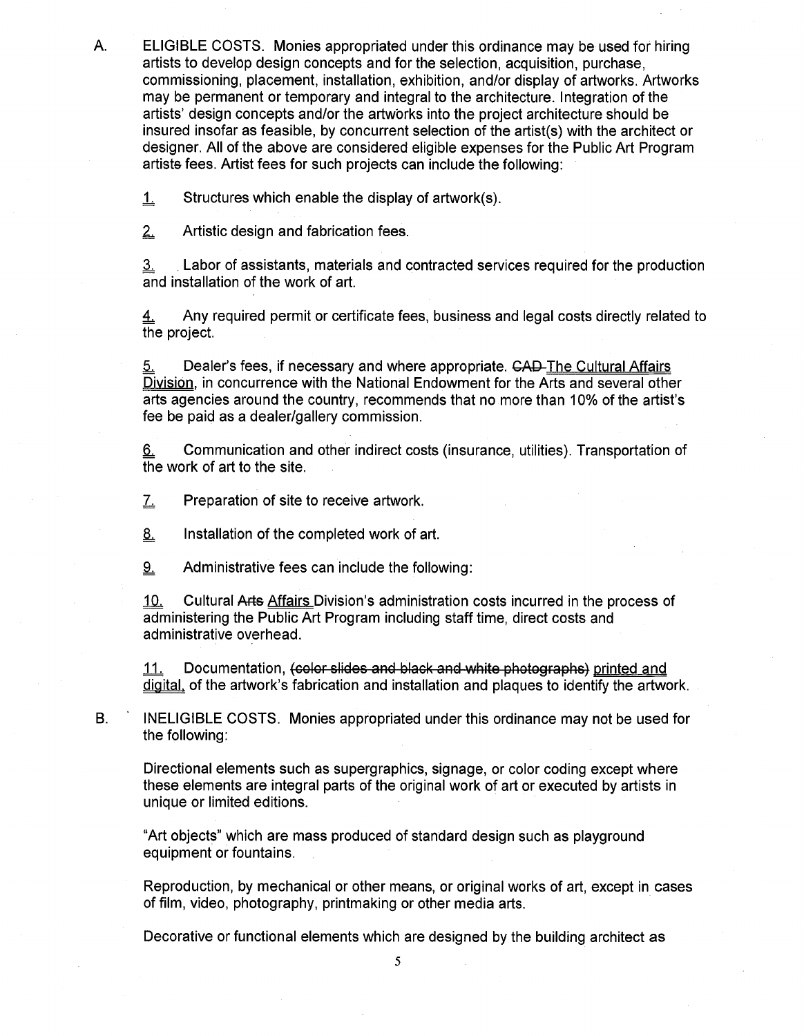A. ELIGIBLE COSTS. Monies appropriated under this ordinance may be used for hiring artists to develop design concepts and for the selection, acquisition, purchase, commissioning, placement, installation, exhibition, and/or display of artworks. Artworks may be permanent or temporary and integral to the architecture. Integration of the artists' design concepts and/or the artworks into the project architecture should be insured insofar as feasible, by concurrent selection of the artist(s) with the architect or designer. All of the above are considered eligible expenses for the Public Art Program artists fees. Artist fees for such projects can include the following:

1. Structures which enable the display of artwork(s).

2. Artistic design and fabrication fees.

3. Labor of assistants, materials and contracted services required for the production and installation of the work of art.

4. Any required permit or certificate fees, business and legal costs directly related to the project.

5. Dealer's fees, if necessary and where appropriate. ~~CAD~~ The Cultural Affairs Division, in concurrence with the National Endowment for the Arts and several other arts agencies around the country, recommends that no more than 10% of the artist's fee be paid as a dealer/gallery commission.

6. Communication and other indirect costs (insurance, utilities). Transportation of the work of art to the site.

7. Preparation of site to receive artwork.

8. Installation of the completed work of art.

9. Administrative fees can include the following:

10. Cultural ~~Arts~~ Affairs Division's administration costs incurred in the process of administering the Public Art Program including staff time, direct costs and administrative overhead.

11. Documentation, ~~(color slides and black and white photographs)~~ printed and digital, of the artwork's fabrication and installation and plaques to identify the artwork.

B. INELIGIBLE COSTS. Monies appropriated under this ordinance may not be used for the following:

Directional elements such as supergraphics, signage, or color coding except where these elements are integral parts of the original work of art or executed by artists in unique or limited editions.

"Art objects" which are mass produced of standard design such as playground equipment or fountains.

Reproduction, by mechanical or other means, or original works of art, except in cases of film, video, photography, printmaking or other media arts.

Decorative or functional elements which are designed by the building architect as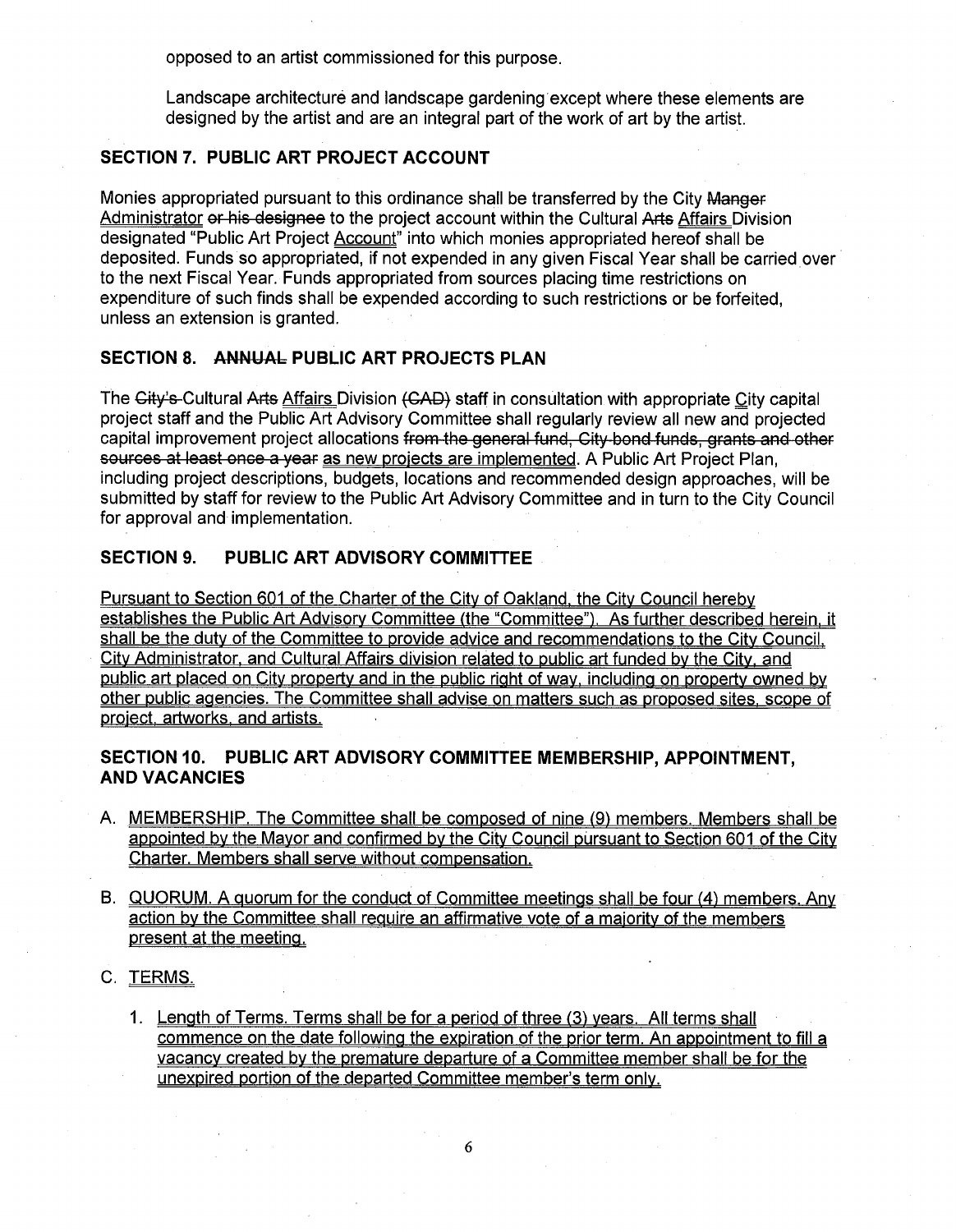opposed to an artist commissioned for this purpose.

Landscape architecture and landscape gardening except where these elements are designed by the artist and are an integral part of the work of art by the artist.

## SECTION 7. PUBLIC ART PROJECT ACCOUNT

Monies appropriated pursuant to this ordinance shall be transferred by the City ~~Manger~~ Administrator ~~or his designee~~ to the project account within the Cultural ~~Arts~~ Affairs Division designated "Public Art Project Account" into which monies appropriated hereof shall be deposited. Funds so appropriated, if not expended in any given Fiscal Year shall be carried over to the next Fiscal Year. Funds appropriated from sources placing time restrictions on expenditure of such finds shall be expended according to such restrictions or be forfeited, unless an extension is granted.

## SECTION 8. ~~ANNUAL~~ PUBLIC ART PROJECTS PLAN

The ~~City's~~ Cultural ~~Arts~~ Affairs Division ~~(CAD)~~ staff in consultation with appropriate City capital project staff and the Public Art Advisory Committee shall regularly review all new and projected capital improvement project allocations ~~from the general fund, City bond funds, grants and other sources at least once a year~~ as new projects are implemented. A Public Art Project Plan, including project descriptions, budgets, locations and recommended design approaches, will be submitted by staff for review to the Public Art Advisory Committee and in turn to the City Council for approval and implementation.

## SECTION 9. PUBLIC ART ADVISORY COMMITTEE

Pursuant to Section 601 of the Charter of the City of Oakland, the City Council hereby establishes the Public Art Advisory Committee (the "Committee"). As further described herein, it shall be the duty of the Committee to provide advice and recommendations to the City Council, City Administrator, and Cultural Affairs division related to public art funded by the City, and public art placed on City property and in the public right of way, including on property owned by other public agencies. The Committee shall advise on matters such as proposed sites, scope of project, artworks, and artists.

## SECTION 10. PUBLIC ART ADVISORY COMMITTEE MEMBERSHIP, APPOINTMENT, AND VACANCIES

A. MEMBERSHIP. The Committee shall be composed of nine (9) members. Members shall be appointed by the Mayor and confirmed by the City Council pursuant to Section 601 of the City Charter. Members shall serve without compensation.

B. QUORUM. A quorum for the conduct of Committee meetings shall be four (4) members. Any action by the Committee shall require an affirmative vote of a majority of the members present at the meeting.

C. TERMS.

1. Length of Terms. Terms shall be for a period of three (3) years. All terms shall commence on the date following the expiration of the prior term. An appointment to fill a vacancy created by the premature departure of a Committee member shall be for the unexpired portion of the departed Committee member's term only.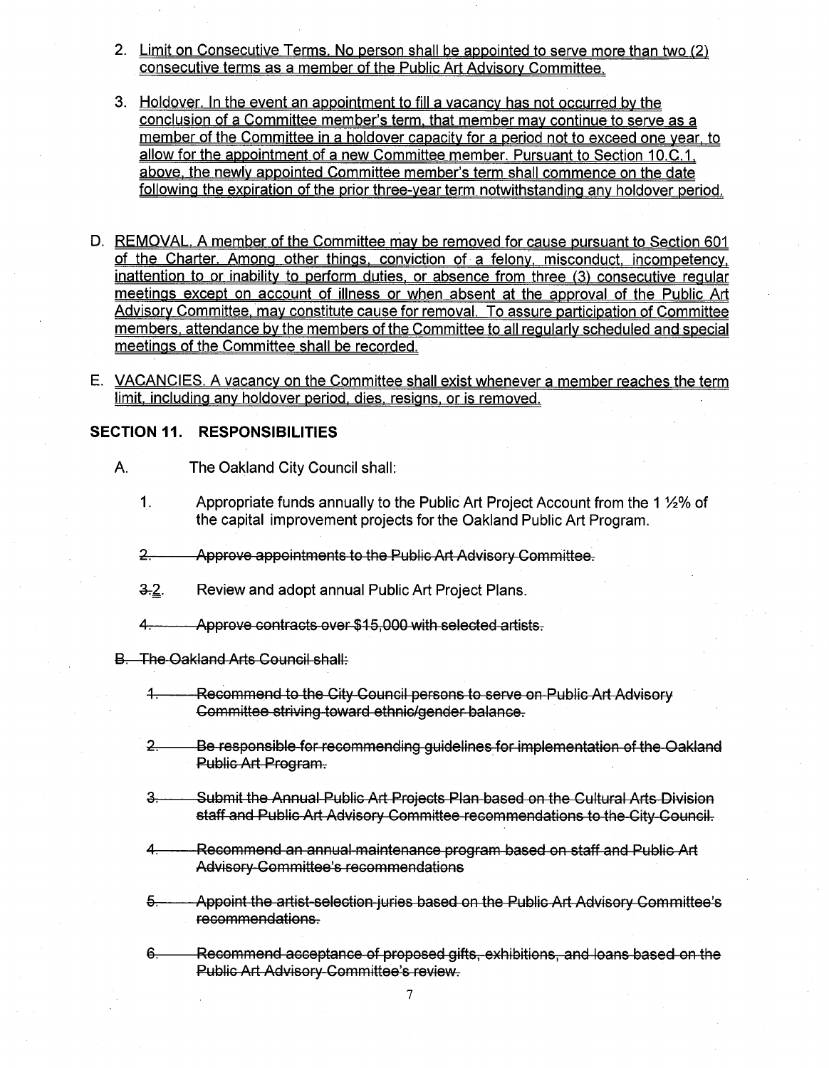2. Limit on Consecutive Terms. No person shall be appointed to serve more than two (2) consecutive terms as a member of the Public Art Advisory Committee.

3. Holdover. In the event an appointment to fill a vacancy has not occurred by the conclusion of a Committee member's term, that member may continue to serve as a member of the Committee in a holdover capacity for a period not to exceed one year, to allow for the appointment of a new Committee member. Pursuant to Section 10.C.1, above, the newly appointed Committee member's term shall commence on the date following the expiration of the prior three-year term notwithstanding any holdover period.

D. REMOVAL. A member of the Committee may be removed for cause pursuant to Section 601 of the Charter. Among other things, conviction of a felony, misconduct, incompetency, inattention to or inability to perform duties, or absence from three (3) consecutive regular meetings except on account of illness or when absent at the approval of the Public Art Advisory Committee, may constitute cause for removal. To assure participation of Committee members, attendance by the members of the Committee to all regularly scheduled and special meetings of the Committee shall be recorded.

E. VACANCIES. A vacancy on the Committee shall exist whenever a member reaches the term limit, including any holdover period, dies, resigns, or is removed.

## SECTION 11. RESPONSIBILITIES

A. The Oakland City Council shall:

1. Appropriate funds annually to the Public Art Project Account from the 1 ½% of the capital improvement projects for the Oakland Public Art Program.

~~2. Approve appointments to the Public Art Advisory Committee.~~

~~3.~~2. Review and adopt annual Public Art Project Plans.

~~4. Approve contracts over $15,000 with selected artists.~~

~~B. The Oakland Arts Council shall:~~

~~1. Recommend to the City Council persons to serve on Public Art Advisory Committee striving toward ethnic/gender balance.~~

~~2. Be responsible for recommending guidelines for implementation of the Oakland Public Art Program.~~

~~3. Submit the Annual Public Art Projects Plan based on the Cultural Arts Division staff and Public Art Advisory Committee recommendations to the City Council.~~

~~4. Recommend an annual maintenance program based on staff and Public Art Advisory Committee's recommendations~~

~~5. Appoint the artist-selection juries based on the Public Art Advisory Committee's recommendations.~~

~~6. Recommend acceptance of proposed gifts, exhibitions, and loans based on the Public Art Advisory Committee's review.~~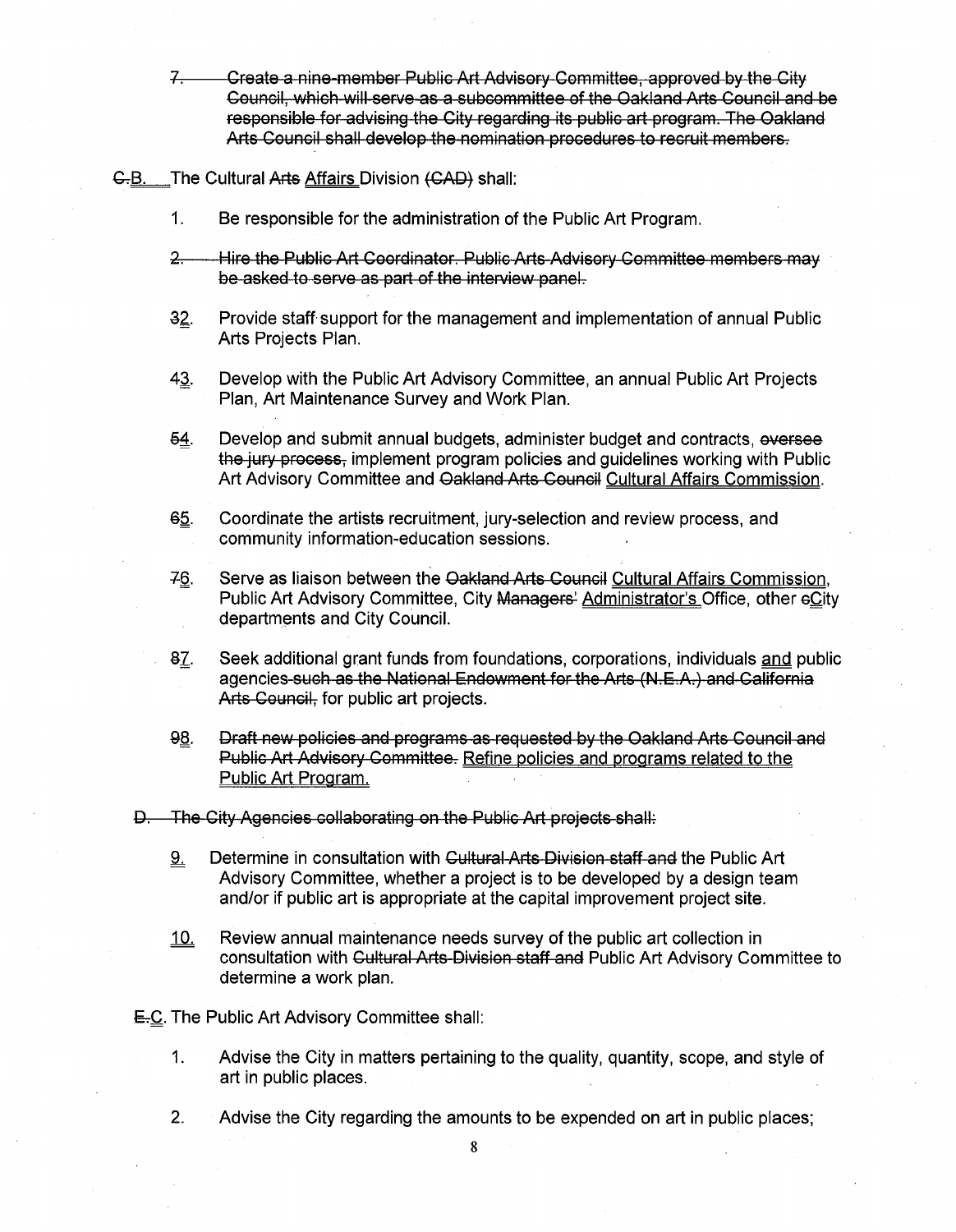7. ~~Create a nine-member Public Art Advisory Committee, approved by the City Council, which will serve as a subcommittee of the Oakland Arts Council and be responsible for advising the City regarding its public art program. The Oakland Arts Council shall develop the nomination procedures to recruit members.~~

~~C.~~B. The Cultural ~~Arts~~ Affairs Division ~~(CAD)~~ shall:

1. Be responsible for the administration of the Public Art Program.

~~2. Hire the Public Art Coordinator. Public Arts Advisory Committee members may be asked to serve as part of the interview panel.~~

~~3~~2. Provide staff support for the management and implementation of annual Public Arts Projects Plan.

~~4~~3. Develop with the Public Art Advisory Committee, an annual Public Art Projects Plan, Art Maintenance Survey and Work Plan.

~~5~~4. Develop and submit annual budgets, administer budget and contracts, ~~oversee the jury process,~~ implement program policies and guidelines working with Public Art Advisory Committee and ~~Oakland Arts Council~~ Cultural Affairs Commission.

~~6~~5. Coordinate the artist~~s~~ recruitment, jury-selection and review process, and community information-education sessions.

~~7~~6. Serve as liaison between the ~~Oakland Arts Council~~ Cultural Affairs Commission, Public Art Advisory Committee, City ~~Managers'~~ Administrator's Office, other ~~c~~City departments and City Council.

~~8~~7. Seek additional grant funds from foundations, corporations, individuals and public agencies ~~such as the National Endowment for the Arts (N.E.A.) and California Arts Council,~~ for public art projects.

~~9~~8. ~~Draft new policies and programs as requested by the Oakland Arts Council and Public Art Advisory Committee.~~ Refine policies and programs related to the Public Art Program.

~~D. The City Agencies collaborating on the Public Art projects shall:~~

9. Determine in consultation with ~~Cultural Arts Division staff and~~ the Public Art Advisory Committee, whether a project is to be developed by a design team and/or if public art is appropriate at the capital improvement project site.

10. Review annual maintenance needs survey of the public art collection in consultation with ~~Cultural Arts Division staff and~~ Public Art Advisory Committee to determine a work plan.

~~E.~~C. The Public Art Advisory Committee shall:

1. Advise the City in matters pertaining to the quality, quantity, scope, and style of art in public places.

2. Advise the City regarding the amounts to be expended on art in public places;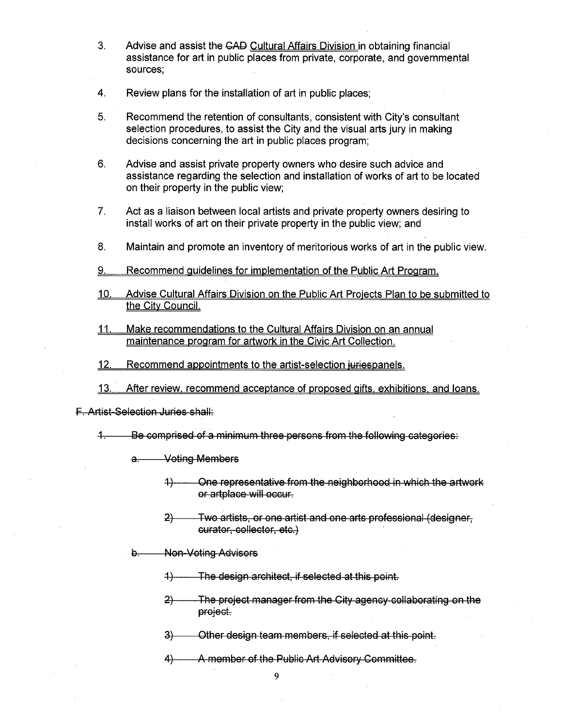3. Advise and assist the ~~CAD~~ <u>Cultural Affairs Division</u> in obtaining financial assistance for art in public places from private, corporate, and governmental sources;

4. Review plans for the installation of art in public places;

5. Recommend the retention of consultants, consistent with City's consultant selection procedures, to assist the City and the visual arts jury in making decisions concerning the art in public places program;

6. Advise and assist private property owners who desire such advice and assistance regarding the selection and installation of works of art to be located on their property in the public view;

7. Act as a liaison between local artists and private property owners desiring to install works of art on their private property in the public view; and

8. Maintain and promote an inventory of meritorious works of art in the public view.

<u>9. Recommend guidelines for implementation of the Public Art Program.</u>

<u>10. Advise Cultural Affairs Division on the Public Art Projects Plan to be submitted to the City Council.</u>

<u>11. Make recommendations to the Cultural Affairs Division on an annual maintenance program for artwork in the Civic Art Collection.</u>

<u>12. Recommend appointments to the artist-selection</u> ~~juries~~<u>panels.</u>

<u>13. After review, recommend acceptance of proposed gifts, exhibitions, and loans.</u>

~~F. Artist-Selection Juries shall:~~

~~1. Be comprised of a minimum three persons from the following categories:~~

~~a. Voting Members~~

~~1) One representative from the neighborhood in which the artwork or artplace will occur.~~

~~2) Two artists, or one artist and one arts professional (designer, curator, collector, etc.)~~

~~b. Non-Voting Advisors~~

~~1) The design architect, if selected at this point.~~

~~2) The project manager from the City agency collaborating on the project.~~

~~3) Other design team members, if selected at this point.~~

~~4) A member of the Public Art Advisory Committee.~~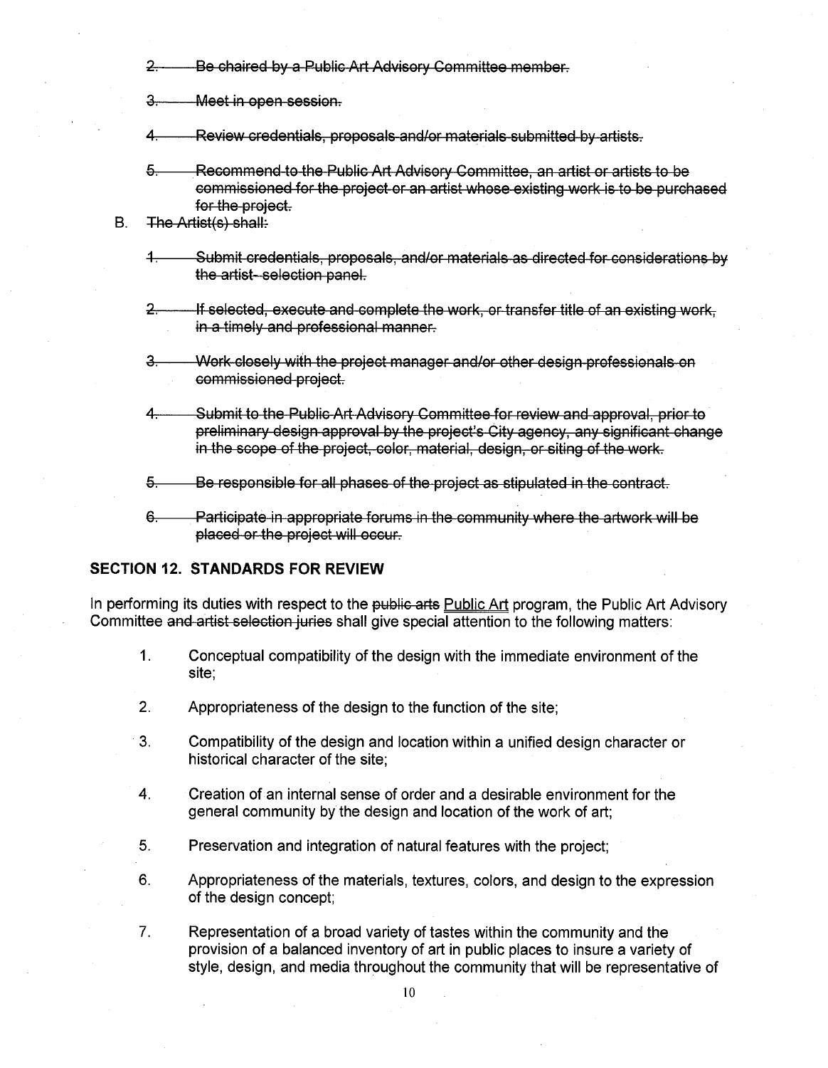~~2. Be chaired by a Public Art Advisory Committee member.~~

~~3. Meet in open session.~~

~~4. Review credentials, proposals and/or materials submitted by artists.~~

~~5. Recommend to the Public Art Advisory Committee, an artist or artists to be commissioned for the project or an artist whose existing work is to be purchased for the project.~~

B. ~~The Artist(s) shall:~~

~~1. Submit credentials, proposals, and/or materials as directed for considerations by the artist- selection panel.~~

~~2. If selected, execute and complete the work, or transfer title of an existing work, in a timely and professional manner.~~

~~3. Work closely with the project manager and/or other design professionals on commissioned project.~~

~~4. Submit to the Public Art Advisory Committee for review and approval, prior to preliminary design approval by the project's City agency, any significant change in the scope of the project, color, material, design, or siting of the work.~~

~~5. Be responsible for all phases of the project as stipulated in the contract.~~

~~6. Participate in appropriate forums in the community where the artwork will be placed or the project will occur.~~

## SECTION 12. STANDARDS FOR REVIEW

In performing its duties with respect to the ~~public arts~~ <u>Public Art</u> program, the Public Art Advisory Committee ~~and artist selection juries~~ shall give special attention to the following matters:

1. Conceptual compatibility of the design with the immediate environment of the site;

2. Appropriateness of the design to the function of the site;

3. Compatibility of the design and location within a unified design character or historical character of the site;

4. Creation of an internal sense of order and a desirable environment for the general community by the design and location of the work of art;

5. Preservation and integration of natural features with the project;

6. Appropriateness of the materials, textures, colors, and design to the expression of the design concept;

7. Representation of a broad variety of tastes within the community and the provision of a balanced inventory of art in public places to insure a variety of style, design, and media throughout the community that will be representative of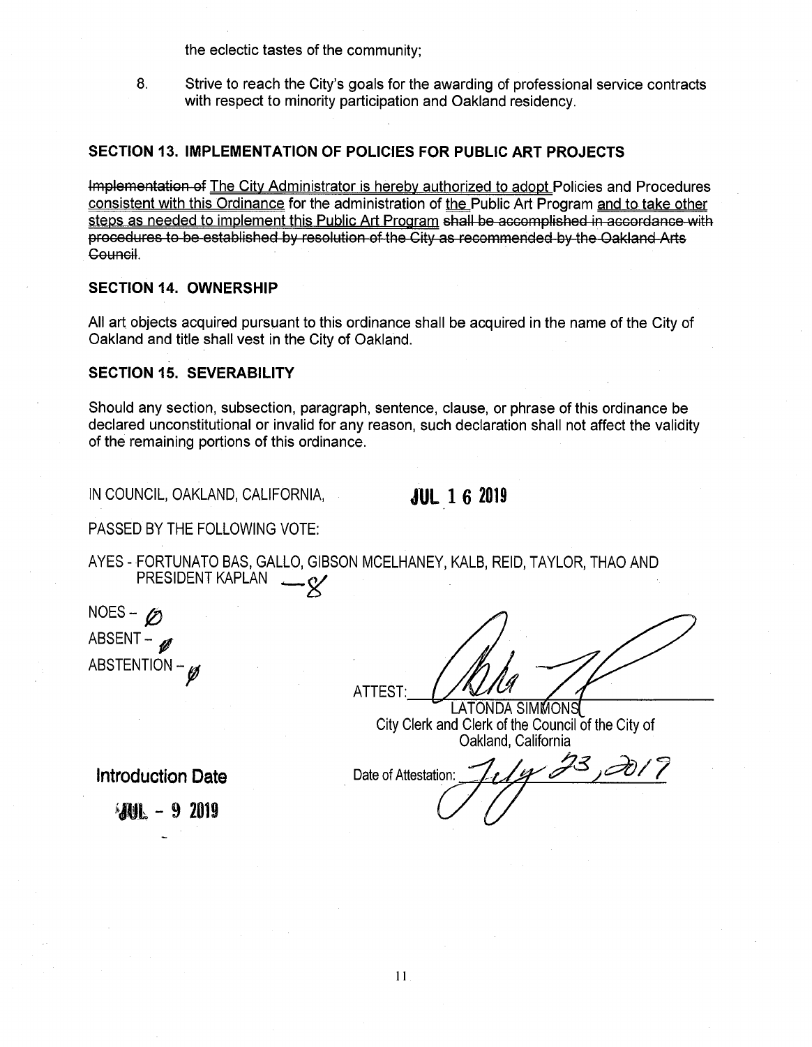the eclectic tastes of the community;

8. Strive to reach the City's goals for the awarding of professional service contracts with respect to minority participation and Oakland residency.

## SECTION 13. IMPLEMENTATION OF POLICIES FOR PUBLIC ART PROJECTS

~~Implementation of~~ The City Administrator is hereby authorized to adopt Policies and Procedures consistent with this Ordinance for the administration of the Public Art Program and to take other steps as needed to implement this Public Art Program ~~shall be accomplished in accordance with procedures to be established by resolution of the City as recommended by the Oakland Arts Council~~.

## SECTION 14. OWNERSHIP

All art objects acquired pursuant to this ordinance shall be acquired in the name of the City of Oakland and title shall vest in the City of Oakland.

## SECTION 15. SEVERABILITY

Should any section, subsection, paragraph, sentence, clause, or phrase of this ordinance be declared unconstitutional or invalid for any reason, such declaration shall not affect the validity of the remaining portions of this ordinance.

IN COUNCIL, OAKLAND, CALIFORNIA, **JUL 16 2019**

PASSED BY THE FOLLOWING VOTE:

AYES - FORTUNATO BAS, GALLO, GIBSON MCELHANEY, KALB, REID, TAYLOR, THAO AND PRESIDENT KAPLAN — 8

NOES – Ø

ABSENT – Ø

ABSTENTION – Ø

ATTEST: [signature]
LATONDA SIMMONS
City Clerk and Clerk of the Council of the City of Oakland, California

Date of Attestation: July 23, 2019

**Introduction Date**

**JUL - 9 2019**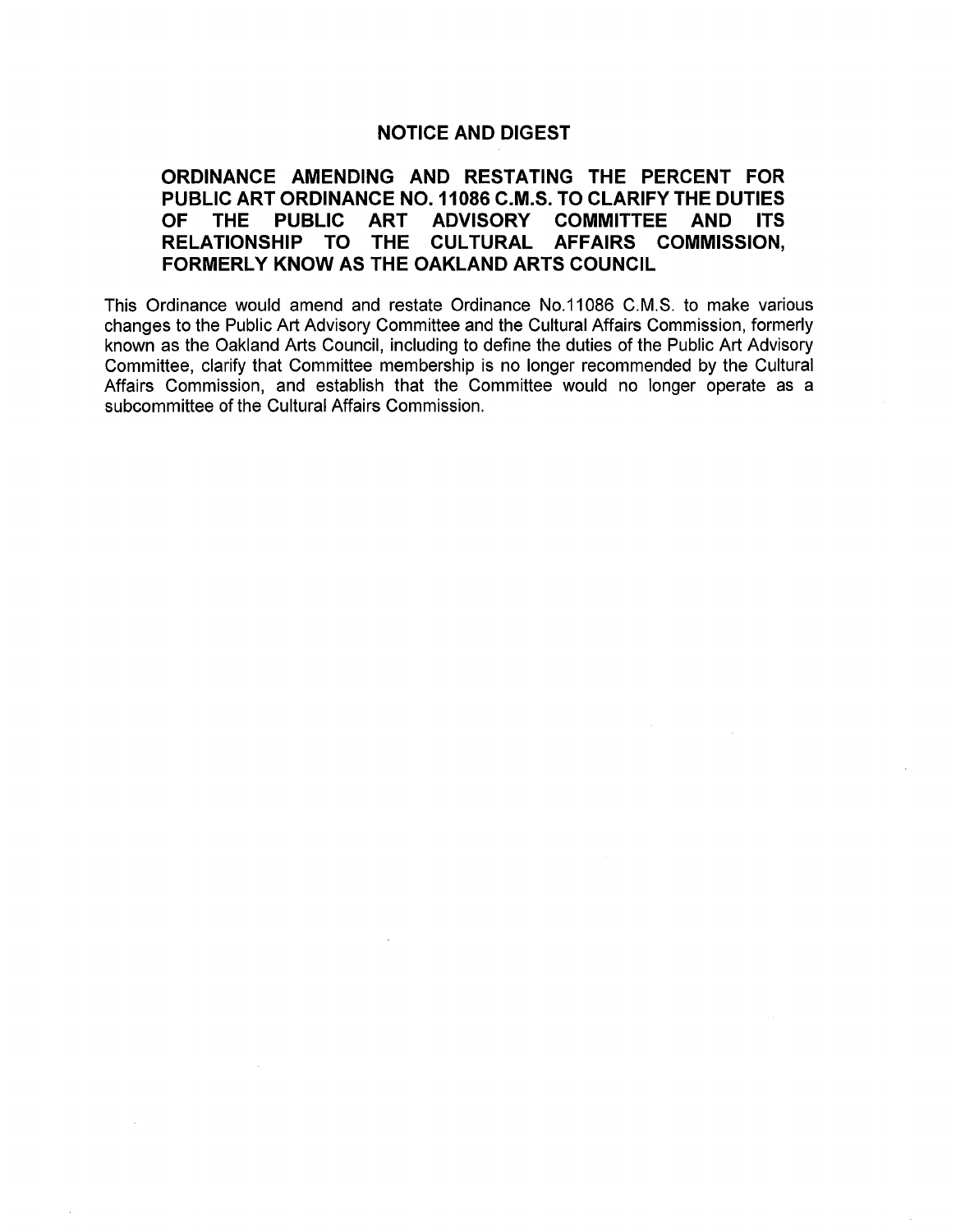## NOTICE AND DIGEST

### ORDINANCE AMENDING AND RESTATING THE PERCENT FOR PUBLIC ART ORDINANCE NO. 11086 C.M.S. TO CLARIFY THE DUTIES OF THE PUBLIC ART ADVISORY COMMITTEE AND ITS RELATIONSHIP TO THE CULTURAL AFFAIRS COMMISSION, FORMERLY KNOW AS THE OAKLAND ARTS COUNCIL

This Ordinance would amend and restate Ordinance No.11086 C.M.S. to make various changes to the Public Art Advisory Committee and the Cultural Affairs Commission, formerly known as the Oakland Arts Council, including to define the duties of the Public Art Advisory Committee, clarify that Committee membership is no longer recommended by the Cultural Affairs Commission, and establish that the Committee would no longer operate as a subcommittee of the Cultural Affairs Commission.